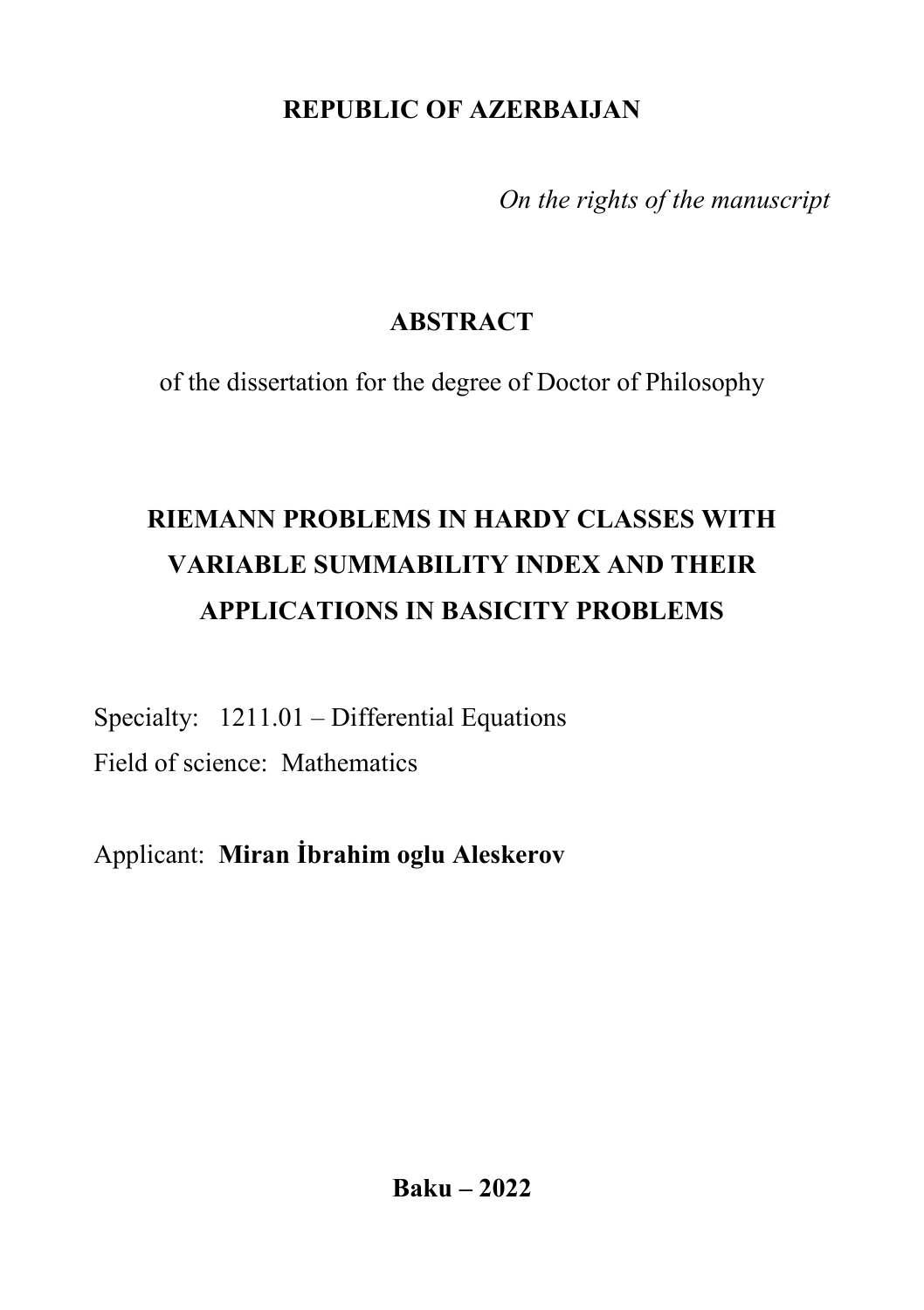**REPUBLIC OF AZERBAIJAN**

*On the rights of the manuscript*

# ABSTRACT

of the dissertation for the degree of Doctor of Philosophy

# RIEMANN PROBLEMS IN HARDY CLASSES WITH VARIABLE SUMMABILITY INDEX AND THEIR APPLICATIONS IN BASICITY PROBLEMS

Specialty: 1211.01 – Differential Equations

Field of science: Mathematics

Applicant: **Miran İbrahim oglu Aleskerov**

**Baku – 2022**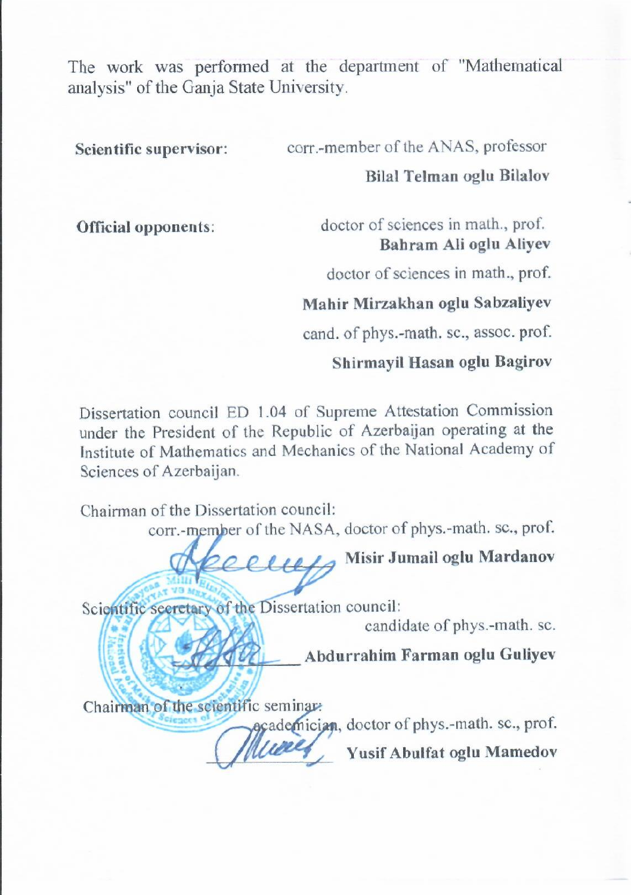The work was performed at the department of "Mathematical analysis" of the Ganja State University.

**Scientific supervisor:** corr.-member of the ANAS, professor
**Bilal Telman oglu Bilalov**

**Official opponents:** doctor of sciences in math., prof.
**Bahram Ali oglu Aliyev**

doctor of sciences in math., prof.
**Mahir Mirzakhan oglu Sabzaliyev**

cand. of phys.-math. sc., assoc. prof.
**Shirmayil Hasan oglu Bagirov**

Dissertation council ED 1.04 of Supreme Attestation Commission under the President of the Republic of Azerbaijan operating at the Institute of Mathematics and Mechanics of the National Academy of Sciences of Azerbaijan.

Chairman of the Dissertation council:
corr.-member of the NASA, doctor of phys.-math. sc., prof.
**Misir Jumail oglu Mardanov**

Scientific secretary of the Dissertation council:
candidate of phys.-math. sc.
\_\_\_\_\_\_\_\_\_\_ **Abdurrahim Farman oglu Guliyev**

Chairman of the scientific seminar:
academician, doctor of phys.-math. sc., prof.
\_\_\_\_\_\_\_\_\_\_ **Yusif Abulfat oglu Mamedov**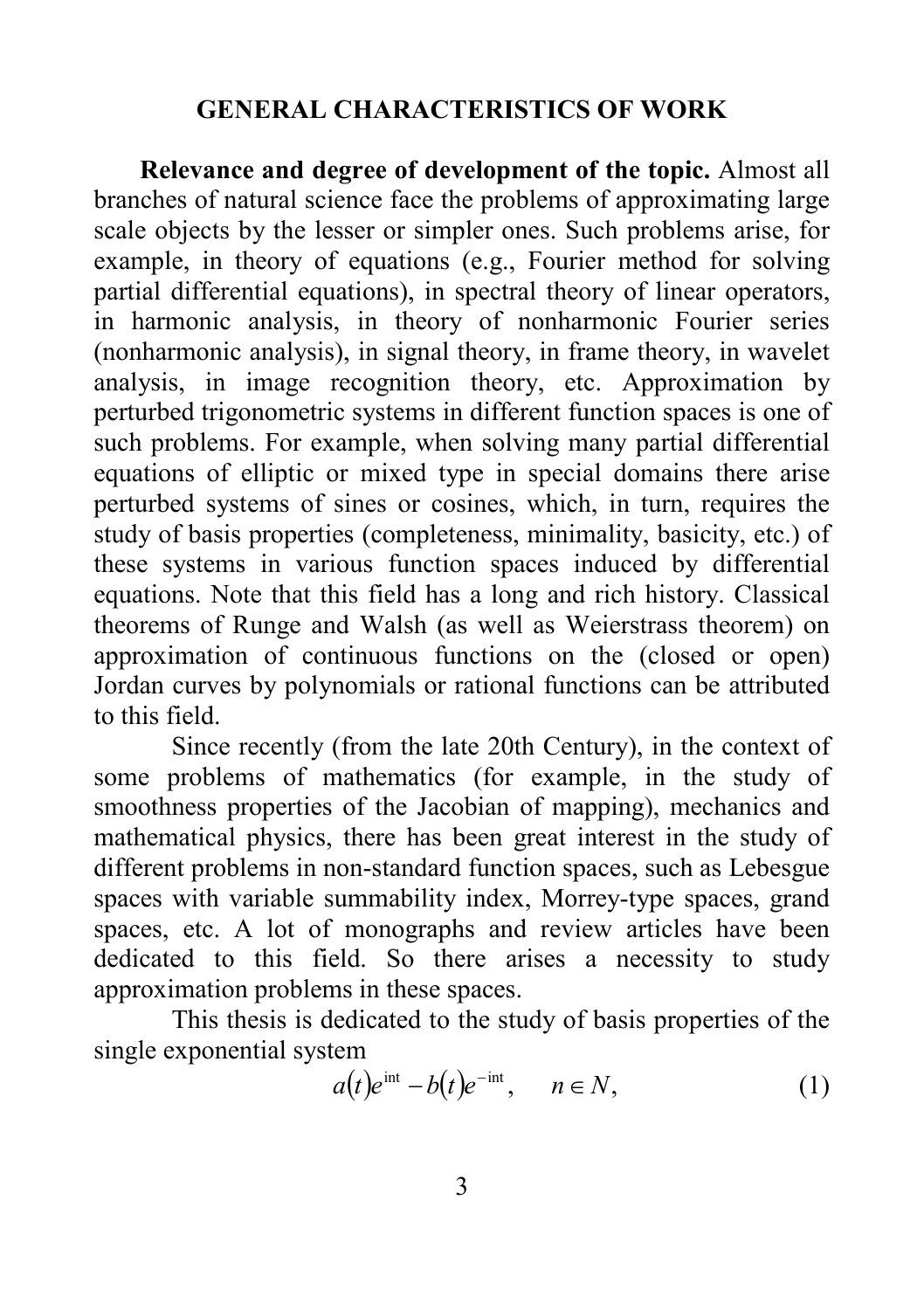## GENERAL CHARACTERISTICS OF WORK

**Relevance and degree of development of the topic.** Almost all branches of natural science face the problems of approximating large scale objects by the lesser or simpler ones. Such problems arise, for example, in theory of equations (e.g., Fourier method for solving partial differential equations), in spectral theory of linear operators, in harmonic analysis, in theory of nonharmonic Fourier series (nonharmonic analysis), in signal theory, in frame theory, in wavelet analysis, in image recognition theory, etc. Approximation by perturbed trigonometric systems in different function spaces is one of such problems. For example, when solving many partial differential equations of elliptic or mixed type in special domains there arise perturbed systems of sines or cosines, which, in turn, requires the study of basis properties (completeness, minimality, basicity, etc.) of these systems in various function spaces induced by differential equations. Note that this field has a long and rich history. Classical theorems of Runge and Walsh (as well as Weierstrass theorem) on approximation of continuous functions on the (closed or open) Jordan curves by polynomials or rational functions can be attributed to this field.

Since recently (from the late 20th Century), in the context of some problems of mathematics (for example, in the study of smoothness properties of the Jacobian of mapping), mechanics and mathematical physics, there has been great interest in the study of different problems in non-standard function spaces, such as Lebesgue spaces with variable summability index, Morrey-type spaces, grand spaces, etc. A lot of monographs and review articles have been dedicated to this field. So there arises a necessity to study approximation problems in these spaces.

This thesis is dedicated to the study of basis properties of the single exponential system

$$a(t)e^{int} - b(t)e^{-int}, \quad n \in N, \tag{1}$$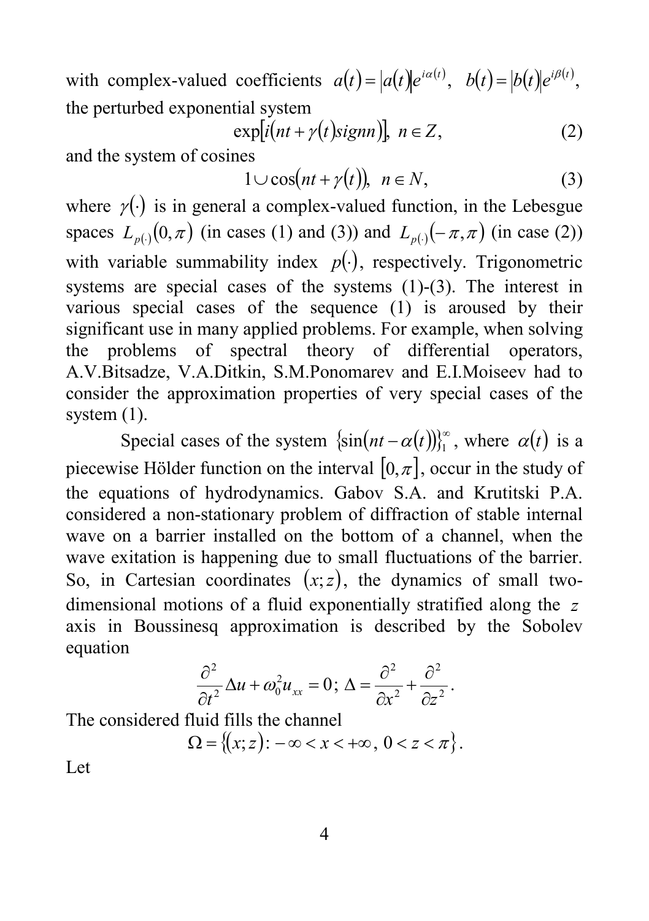with complex-valued coefficients $a(t)=|a(t)|e^{i\alpha(t)}$, $b(t)=|b(t)|e^{i\beta(t)}$, the perturbed exponential system

$$\exp[i(nt+\gamma(t)signn)],\ n\in Z, \tag{2}$$

and the system of cosines

$$1\cup\cos(nt+\gamma(t)),\ n\in N, \tag{3}$$

where $\gamma(\cdot)$ is in general a complex-valued function, in the Lebesgue spaces $L_{p(\cdot)}(0,\pi)$ (in cases (1) and (3)) and $L_{p(\cdot)}(-\pi,\pi)$ (in case (2)) with variable summability index $p(\cdot)$, respectively. Trigonometric systems are special cases of the systems (1)-(3). The interest in various special cases of the sequence (1) is aroused by their significant use in many applied problems. For example, when solving the problems of spectral theory of differential operators, A.V.Bitsadze, V.A.Ditkin, S.M.Ponomarev and E.I.Moiseev had to consider the approximation properties of very special cases of the system (1).

Special cases of the system $\{\sin(nt-\alpha(t))\}_1^{\infty}$, where $\alpha(t)$ is a piecewise Hölder function on the interval $[0,\pi]$, occur in the study of the equations of hydrodynamics. Gabov S.A. and Krutitski P.A. considered a non-stationary problem of diffraction of stable internal wave on a barrier installed on the bottom of a channel, when the wave exitation is happening due to small fluctuations of the barrier. So, in Cartesian coordinates $(x;z)$, the dynamics of small two-dimensional motions of a fluid exponentially stratified along the $z$ axis in Boussinesq approximation is described by the Sobolev equation

$$\frac{\partial^2}{\partial t^2}\Delta u+\omega_0^2 u_{xx}=0;\ \Delta=\frac{\partial^2}{\partial x^2}+\frac{\partial^2}{\partial z^2}.$$

The considered fluid fills the channel

$$\Omega=\{(x;z):-\infty<x<+\infty,\ 0<z<\pi\}.$$

Let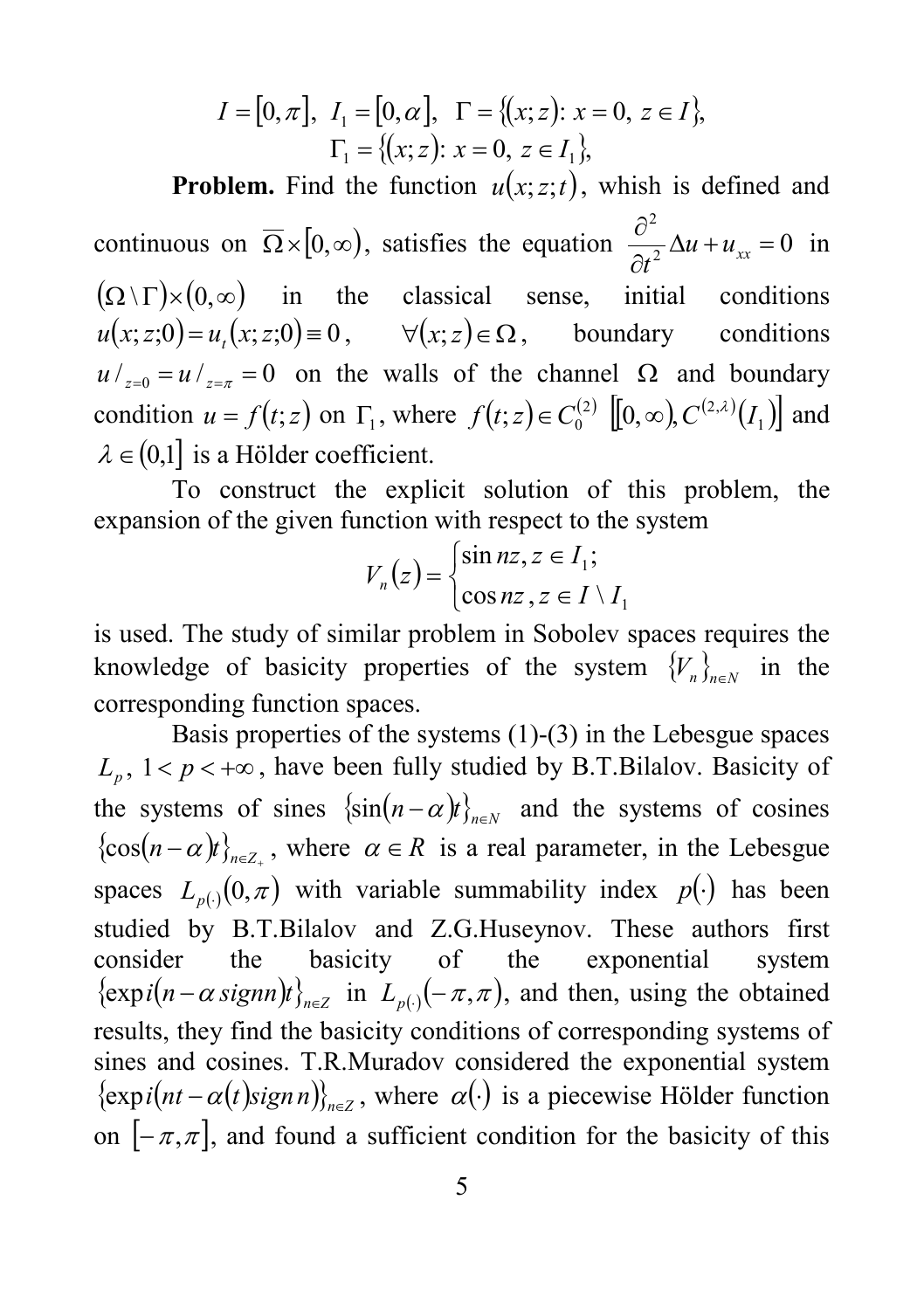$$I = [0,\pi],\ I_1 = [0,\alpha],\ \Gamma = \{(x;z)\colon x = 0,\ z \in I\},$$
$$\Gamma_1 = \{(x;z)\colon x = 0,\ z \in I_1\},$$

**Problem.** Find the function $u(x;z;t)$, whish is defined and continuous on $\overline{\Omega} \times [0,\infty)$, satisfies the equation $\frac{\partial^2}{\partial t^2}\Delta u + u_{xx} = 0$ in $(\Omega \setminus \Gamma) \times (0,\infty)$ in the classical sense, initial conditions $u(x;z;0) = u_t(x;z;0) \equiv 0$, $\forall (x;z) \in \Omega$, boundary conditions $u/_{z=0} = u/_{z=\pi} = 0$ on the walls of the channel $\Omega$ and boundary condition $u = f(t;z)$ on $\Gamma_1$, where $f(t;z) \in C_0^{(2)}\left[[0,\infty), C^{(2,\lambda)}(I_1)\right]$ and $\lambda \in (0,1]$ is a Hölder coefficient.

To construct the explicit solution of this problem, the expansion of the given function with respect to the system

$$V_n(z) = \begin{cases} \sin nz, z \in I_1; \\ \cos nz, z \in I \setminus I_1 \end{cases}$$

is used. The study of similar problem in Sobolev spaces requires the knowledge of basicity properties of the system $\{V_n\}_{n \in N}$ in the corresponding function spaces.

Basis properties of the systems (1)-(3) in the Lebesgue spaces $L_p$, $1 < p < +\infty$, have been fully studied by B.T.Bilalov. Basicity of the systems of sines $\{\sin(n-\alpha)t\}_{n \in N}$ and the systems of cosines $\{\cos(n-\alpha)t\}_{n \in Z_+}$, where $\alpha \in R$ is a real parameter, in the Lebesgue spaces $L_{p(\cdot)}(0,\pi)$ with variable summability index $p(\cdot)$ has been studied by B.T.Bilalov and Z.G.Huseynov. These authors first consider the basicity of the exponential system $\{\exp i(n - \alpha\, sign n)t\}_{n \in Z}$ in $L_{p(\cdot)}(-\pi,\pi)$, and then, using the obtained results, they find the basicity conditions of corresponding systems of sines and cosines. T.R.Muradov considered the exponential system $\{\exp i(nt - \alpha(t) sign\, n)\}_{n \in Z}$, where $\alpha(\cdot)$ is a piecewise Hölder function on $[-\pi,\pi]$, and found a sufficient condition for the basicity of this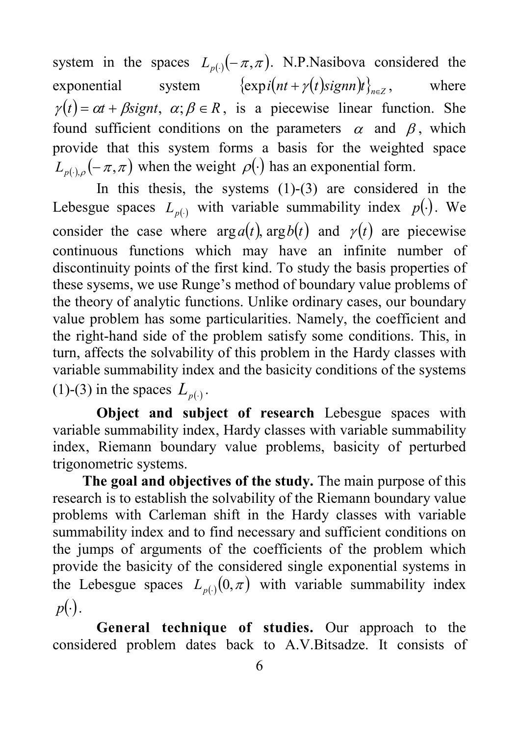system in the spaces $L_{p(\cdot)}(-\pi,\pi)$. N.P.Nasibova considered the exponential system $\{\exp i(nt+\gamma(t) sign n)t\}_{n\in Z}$, where $\gamma(t)=\alpha t+\beta sign t$, $\alpha;\beta \in R$, is a piecewise linear function. She found sufficient conditions on the parameters $\alpha$ and $\beta$, which provide that this system forms a basis for the weighted space $L_{p(\cdot),\rho}(-\pi,\pi)$ when the weight $\rho(\cdot)$ has an exponential form.

In this thesis, the systems (1)-(3) are considered in the Lebesgue spaces $L_{p(\cdot)}$ with variable summability index $p(\cdot)$. We consider the case where $\arg a(t), \arg b(t)$ and $\gamma(t)$ are piecewise continuous functions which may have an infinite number of discontinuity points of the first kind. To study the basis properties of these sysems, we use Runge's method of boundary value problems of the theory of analytic functions. Unlike ordinary cases, our boundary value problem has some particularities. Namely, the coefficient and the right-hand side of the problem satisfy some conditions. This, in turn, affects the solvability of this problem in the Hardy classes with variable summability index and the basicity conditions of the systems (1)-(3) in the spaces $L_{p(\cdot)}$.

**Object and subject of research** Lebesgue spaces with variable summability index, Hardy classes with variable summability index, Riemann boundary value problems, basicity of perturbed trigonometric systems.

**The goal and objectives of the study.** The main purpose of this research is to establish the solvability of the Riemann boundary value problems with Carleman shift in the Hardy classes with variable summability index and to find necessary and sufficient conditions on the jumps of arguments of the coefficients of the problem which provide the basicity of the considered single exponential systems in the Lebesgue spaces $L_{p(\cdot)}(0,\pi)$ with variable summability index $p(\cdot)$.

**General technique of studies.** Our approach to the considered problem dates back to A.V.Bitsadze. It consists of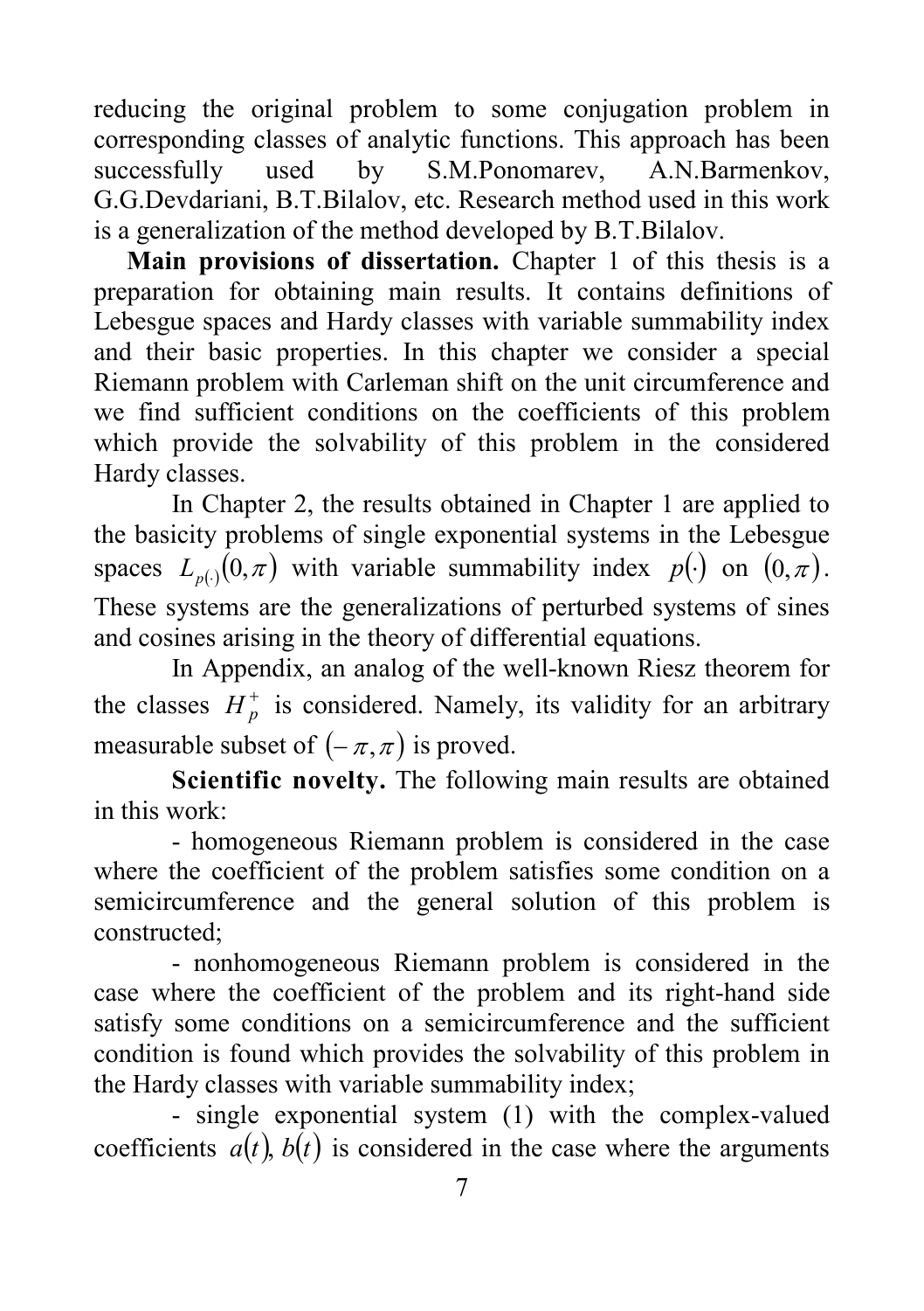reducing the original problem to some conjugation problem in corresponding classes of analytic functions. This approach has been successfully used by S.M.Ponomarev, A.N.Barmenkov, G.G.Devdariani, B.T.Bilalov, etc. Research method used in this work is a generalization of the method developed by B.T.Bilalov.

**Main provisions of dissertation.** Chapter 1 of this thesis is a preparation for obtaining main results. It contains definitions of Lebesgue spaces and Hardy classes with variable summability index and their basic properties. In this chapter we consider a special Riemann problem with Carleman shift on the unit circumference and we find sufficient conditions on the coefficients of this problem which provide the solvability of this problem in the considered Hardy classes.

In Chapter 2, the results obtained in Chapter 1 are applied to the basicity problems of single exponential systems in the Lebesgue spaces $L_{p(\cdot)}(0,\pi)$ with variable summability index $p(\cdot)$ on $(0,\pi)$. These systems are the generalizations of perturbed systems of sines and cosines arising in the theory of differential equations.

In Appendix, an analog of the well-known Riesz theorem for the classes $H_p^+$ is considered. Namely, its validity for an arbitrary measurable subset of $(-\pi,\pi)$ is proved.

**Scientific novelty.** The following main results are obtained in this work:

- homogeneous Riemann problem is considered in the case where the coefficient of the problem satisfies some condition on a semicircumference and the general solution of this problem is constructed;

- nonhomogeneous Riemann problem is considered in the case where the coefficient of the problem and its right-hand side satisfy some conditions on a semicircumference and the sufficient condition is found which provides the solvability of this problem in the Hardy classes with variable summability index;

- single exponential system (1) with the complex-valued coefficients $a(t)$, $b(t)$ is considered in the case where the arguments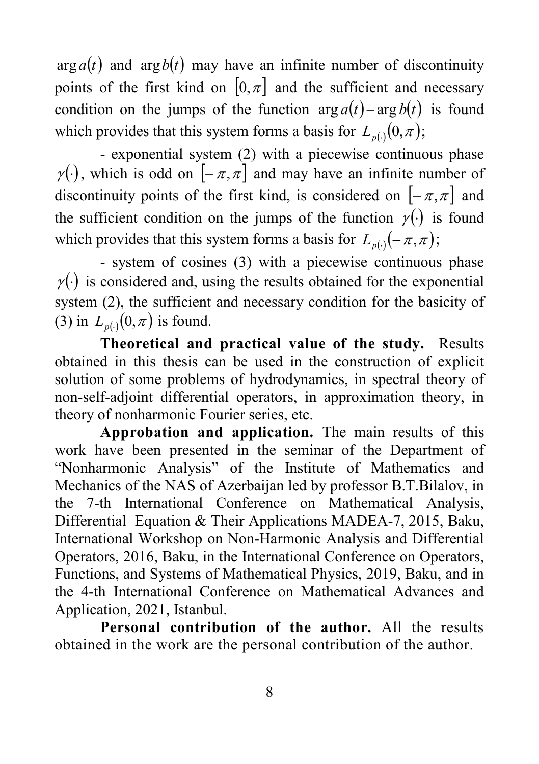$\arg a(t)$ and $\arg b(t)$ may have an infinite number of discontinuity points of the first kind on $[0,\pi]$ and the sufficient and necessary condition on the jumps of the function $\arg a(t) - \arg b(t)$ is found which provides that this system forms a basis for $L_{p(\cdot)}(0,\pi)$;

- exponential system (2) with a piecewise continuous phase $\gamma(\cdot)$, which is odd on $[-\pi,\pi]$ and may have an infinite number of discontinuity points of the first kind, is considered on $[-\pi,\pi]$ and the sufficient condition on the jumps of the function $\gamma(\cdot)$ is found which provides that this system forms a basis for $L_{p(\cdot)}(-\pi,\pi)$;

- system of cosines (3) with a piecewise continuous phase $\gamma(\cdot)$ is considered and, using the results obtained for the exponential system (2), the sufficient and necessary condition for the basicity of (3) in $L_{p(\cdot)}(0,\pi)$ is found.

**Theoretical and practical value of the study.** Results obtained in this thesis can be used in the construction of explicit solution of some problems of hydrodynamics, in spectral theory of non-self-adjoint differential operators, in approximation theory, in theory of nonharmonic Fourier series, etc.

**Approbation and application.** The main results of this work have been presented in the seminar of the Department of "Nonharmonic Analysis" of the Institute of Mathematics and Mechanics of the NAS of Azerbaijan led by professor B.T.Bilalov, in the 7-th International Conference on Mathematical Analysis, Differential Equation & Their Applications MADEA-7, 2015, Baku, International Workshop on Non-Harmonic Analysis and Differential Operators, 2016, Baku, in the International Conference on Operators, Functions, and Systems of Mathematical Physics, 2019, Baku, and in the 4-th International Conference on Mathematical Advances and Application, 2021, Istanbul.

**Personal contribution of the author.** All the results obtained in the work are the personal contribution of the author.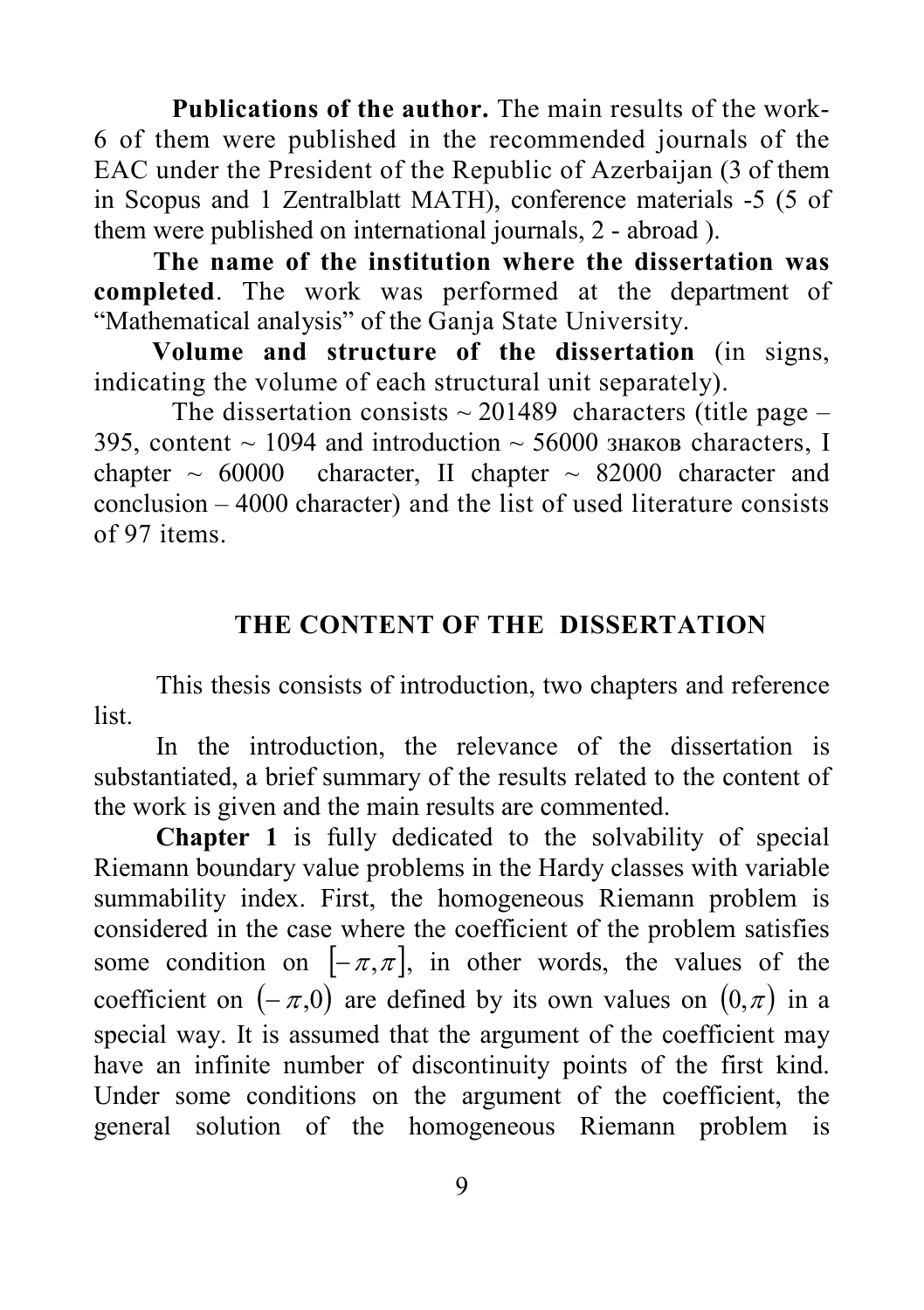**Publications of the author.** The main results of the work- 6 of them were published in the recommended journals of the EAC under the President of the Republic of Azerbaijan (3 of them in Scopus and 1 Zentralblatt MATH), conference materials -5 (5 of them were published on international journals, 2 - abroad ).

**The name of the institution where the dissertation was completed**. The work was performed at the department of "Mathematical analysis" of the Ganja State University.

**Volume and structure of the dissertation** (in signs, indicating the volume of each structural unit separately).

The dissertation consists ~ 201489 characters (title page – 395, content ~ 1094 and introduction ~ 56000 знаков characters, I chapter ~ 60000 character, II chapter ~ 82000 character and conclusion – 4000 character) and the list of used literature consists of 97 items.

## THE CONTENT OF THE DISSERTATION

This thesis consists of introduction, two chapters and reference list.

In the introduction, the relevance of the dissertation is substantiated, a brief summary of the results related to the content of the work is given and the main results are commented.

**Chapter 1** is fully dedicated to the solvability of special Riemann boundary value problems in the Hardy classes with variable summability index. First, the homogeneous Riemann problem is considered in the case where the coefficient of the problem satisfies some condition on $[-\pi,\pi]$, in other words, the values of the coefficient on $(-\pi,0)$ are defined by its own values on $(0,\pi)$ in a special way. It is assumed that the argument of the coefficient may have an infinite number of discontinuity points of the first kind. Under some conditions on the argument of the coefficient, the general solution of the homogeneous Riemann problem is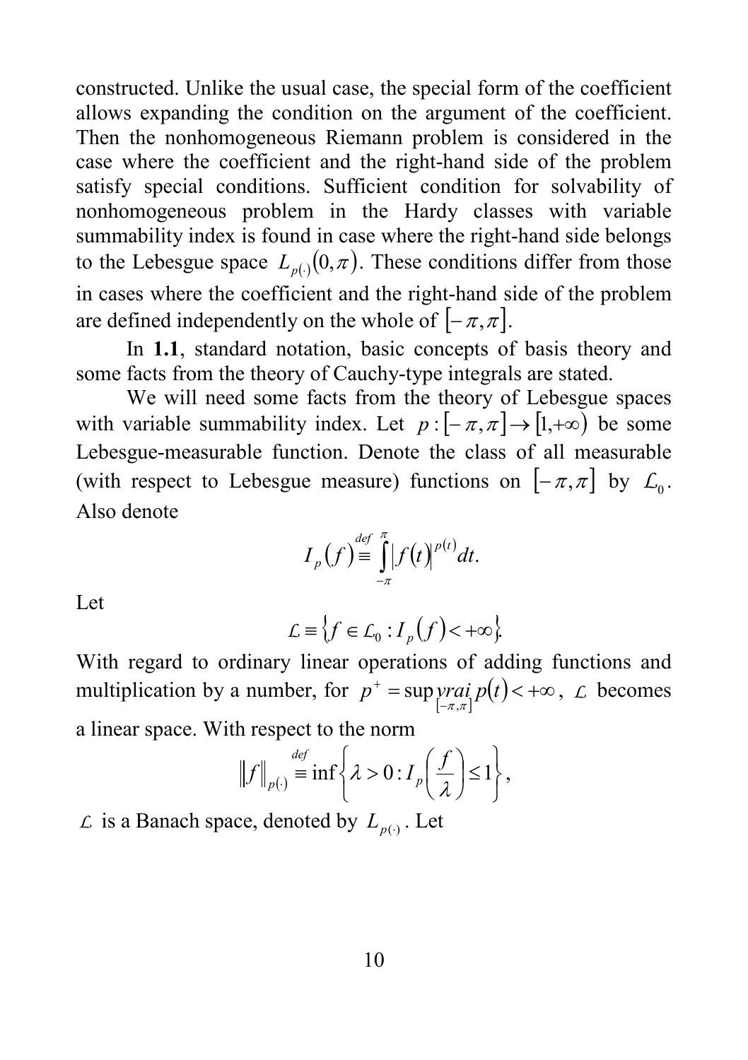constructed. Unlike the usual case, the special form of the coefficient allows expanding the condition on the argument of the coefficient. Then the nonhomogeneous Riemann problem is considered in the case where the coefficient and the right-hand side of the problem satisfy special conditions. Sufficient condition for solvability of nonhomogeneous problem in the Hardy classes with variable summability index is found in case where the right-hand side belongs to the Lebesgue space $L_{p(\cdot)}(0,\pi)$. These conditions differ from those in cases where the coefficient and the right-hand side of the problem are defined independently on the whole of $[-\pi,\pi]$.

In **1.1**, standard notation, basic concepts of basis theory and some facts from the theory of Cauchy-type integrals are stated.

We will need some facts from the theory of Lebesgue spaces with variable summability index. Let $p:[-\pi,\pi]\to[1,+\infty)$ be some Lebesgue-measurable function. Denote the class of all measurable (with respect to Lebesgue measure) functions on $[-\pi,\pi]$ by $\mathcal{L}_0$. Also denote

$$I_p(f)\stackrel{def}{\equiv}\int_{-\pi}^{\pi}|f(t)|^{p(t)}dt.$$

Let

$$\mathcal{L}\equiv\left\{f\in\mathcal{L}_0 : I_p(f)<+\infty\right\}.$$

With regard to ordinary linear operations of adding functions and multiplication by a number, for $p^+=\sup\underset{[-\pi,\pi]}{vrai}\, p(t)<+\infty$, $\mathcal{L}$ becomes a linear space. With respect to the norm

$$\|f\|_{p(\cdot)}\stackrel{def}{\equiv}\inf\left\{\lambda>0 : I_p\left(\frac{f}{\lambda}\right)\leq 1\right\},$$

$\mathcal{L}$ is a Banach space, denoted by $L_{p(\cdot)}$. Let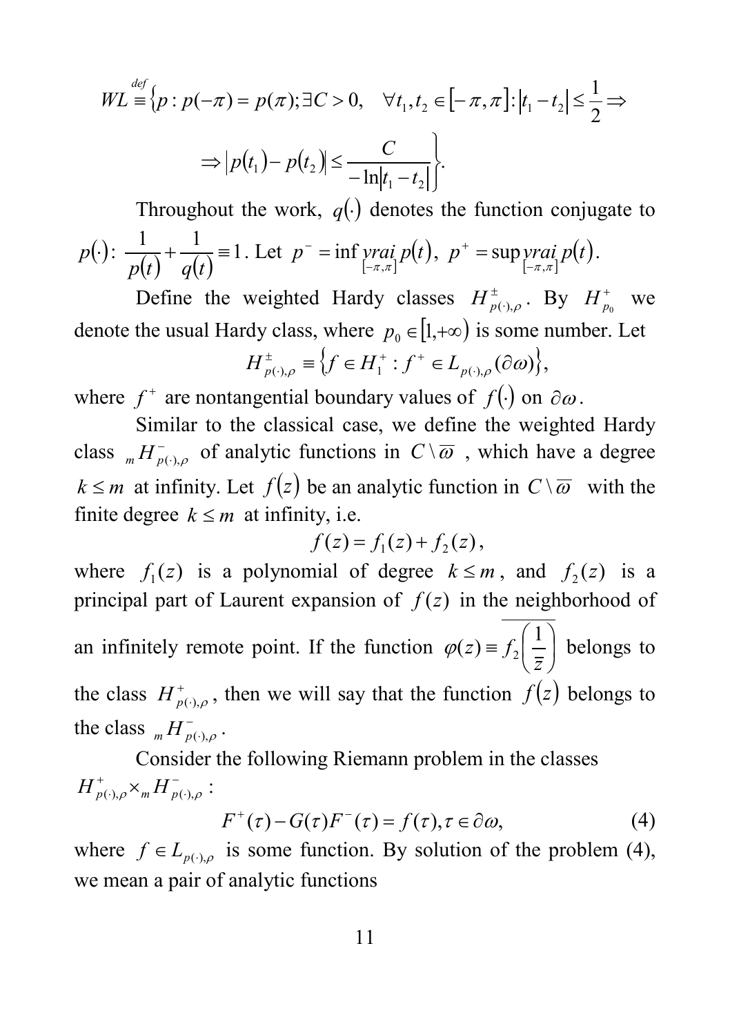$$WL \stackrel{def}{\equiv} \left\{ p : p(-\pi) = p(\pi); \exists C > 0, \quad \forall t_1, t_2 \in [-\pi, \pi] : |t_1 - t_2| \leq \frac{1}{2} \Rightarrow \right.$$

$$\left. \Rightarrow |p(t_1) - p(t_2)| \leq \frac{C}{-\ln|t_1 - t_2|} \right\}.$$

Throughout the work, $q(\cdot)$ denotes the function conjugate to $p(\cdot)$: $\frac{1}{p(t)} + \frac{1}{q(t)} \equiv 1$. Let $p^- = \inf\limits_{[-\pi,\pi]} \underset{}{vrai}\, p(t)$, $p^+ = \sup\limits_{[-\pi,\pi]} \underset{}{vrai}\, p(t)$.

Define the weighted Hardy classes $H^{\pm}_{p(\cdot),\rho}$. By $H^{+}_{p_0}$ we denote the usual Hardy class, where $p_0 \in [1, +\infty)$ is some number. Let

$$H^{\pm}_{p(\cdot),\rho} \equiv \left\{ f \in H^{+}_{1} : f^{+} \in L_{p(\cdot),\rho}(\partial\omega) \right\},$$

where $f^{+}$ are nontangential boundary values of $f(\cdot)$ on $\partial\omega$.

Similar to the classical case, we define the weighted Hardy class ${}_{m}H^{-}_{p(\cdot),\rho}$ of analytic functions in $C \setminus \overline{\omega}$, which have a degree $k \leq m$ at infinity. Let $f(z)$ be an analytic function in $C \setminus \overline{\omega}$ with the finite degree $k \leq m$ at infinity, i.e.

$$f(z) = f_1(z) + f_2(z),$$

where $f_1(z)$ is a polynomial of degree $k \leq m$, and $f_2(z)$ is a principal part of Laurent expansion of $f(z)$ in the neighborhood of an infinitely remote point. If the function $\varphi(z) \equiv \overline{f_2\left(\frac{1}{\overline{z}}\right)}$ belongs to the class $H^{+}_{p(\cdot),\rho}$, then we will say that the function $f(z)$ belongs to the class ${}_{m}H^{-}_{p(\cdot),\rho}$.

Consider the following Riemann problem in the classes $H^{+}_{p(\cdot),\rho} \times {}_{m}H^{-}_{p(\cdot),\rho}$:

$$F^{+}(\tau) - G(\tau) F^{-}(\tau) = f(\tau), \tau \in \partial\omega, \tag{4}$$

where $f \in L_{p(\cdot),\rho}$ is some function. By solution of the problem (4), we mean a pair of analytic functions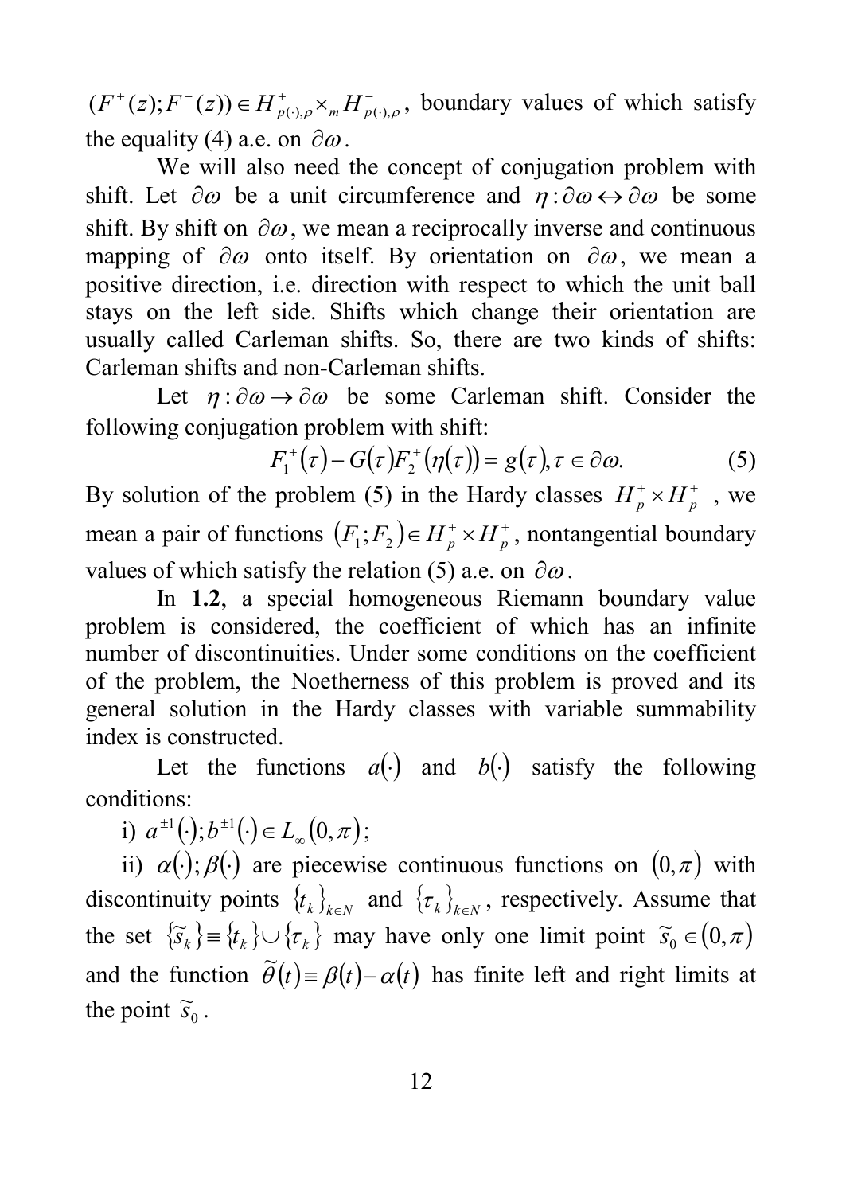$(F^{+}(z);F^{-}(z))\in H^{+}_{p(\cdot),\rho}\times_m H^{-}_{p(\cdot),\rho}$, boundary values of which satisfy the equality (4) a.e. on $\partial\omega$.

We will also need the concept of conjugation problem with shift. Let $\partial\omega$ be a unit circumference and $\eta:\partial\omega\leftrightarrow\partial\omega$ be some shift. By shift on $\partial\omega$, we mean a reciprocally inverse and continuous mapping of $\partial\omega$ onto itself. By orientation on $\partial\omega$, we mean a positive direction, i.e. direction with respect to which the unit ball stays on the left side. Shifts which change their orientation are usually called Carleman shifts. So, there are two kinds of shifts: Carleman shifts and non-Carleman shifts.

Let $\eta:\partial\omega\rightarrow\partial\omega$ be some Carleman shift. Consider the following conjugation problem with shift:

$$F_1^{+}(\tau)-G(\tau)F_2^{+}(\eta(\tau))=g(\tau),\tau\in\partial\omega. \qquad (5)$$

By solution of the problem (5) in the Hardy classes $H_p^{+}\times H_p^{+}$, we mean a pair of functions $(F_1;F_2)\in H_p^{+}\times H_p^{+}$, nontangential boundary values of which satisfy the relation (5) a.e. on $\partial\omega$.

In **1.2**, a special homogeneous Riemann boundary value problem is considered, the coefficient of which has an infinite number of discontinuities. Under some conditions on the coefficient of the problem, the Noetherness of this problem is proved and its general solution in the Hardy classes with variable summability index is constructed.

Let the functions $a(\cdot)$ and $b(\cdot)$ satisfy the following conditions:

i) $a^{\pm1}(\cdot);b^{\pm1}(\cdot)\in L_\infty(0,\pi)$;

ii) $\alpha(\cdot);\beta(\cdot)$ are piecewise continuous functions on $(0,\pi)$ with discontinuity points $\{t_k\}_{k\in N}$ and $\{\tau_k\}_{k\in N}$, respectively. Assume that the set $\{\tilde{s}_k\}\equiv\{t_k\}\cup\{\tau_k\}$ may have only one limit point $\tilde{s}_0\in(0,\pi)$ and the function $\tilde{\theta}(t)\equiv\beta(t)-\alpha(t)$ has finite left and right limits at the point $\tilde{s}_0$.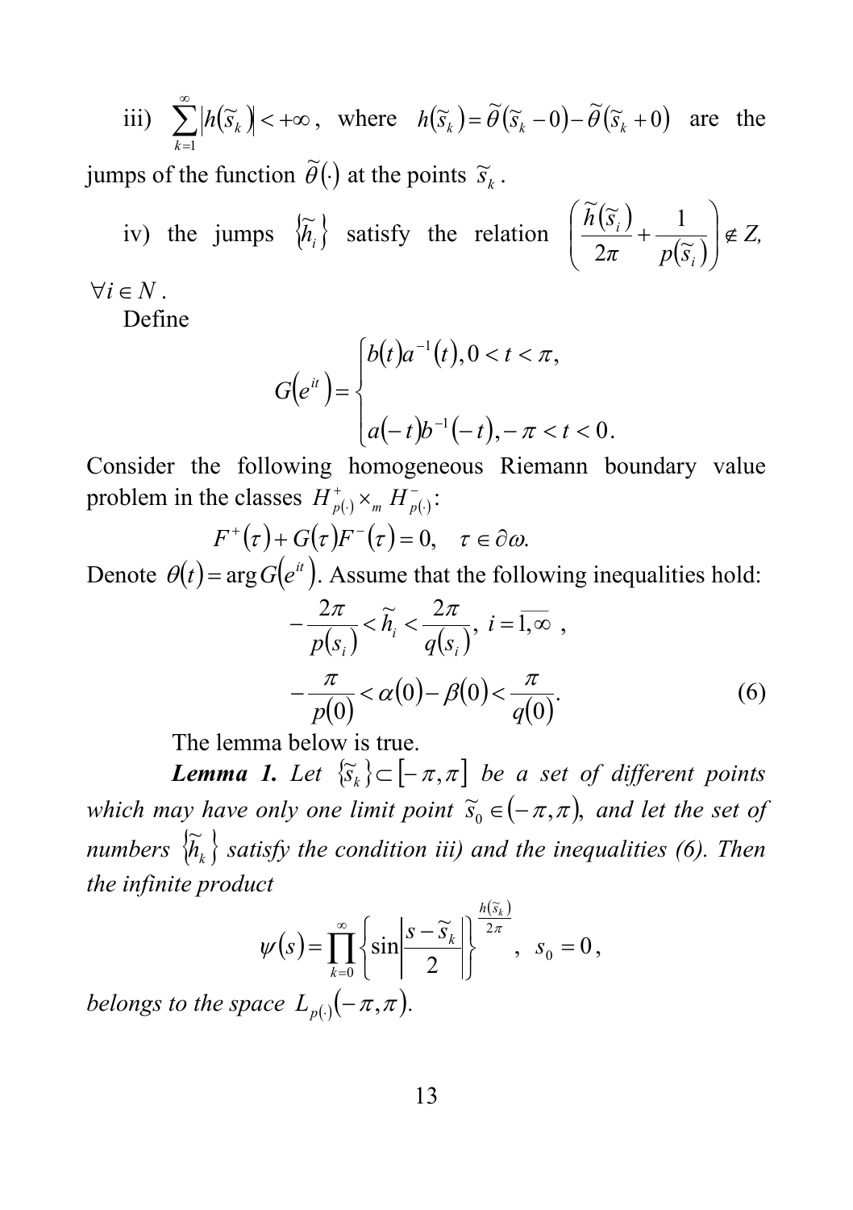iii) $\sum_{k=1}^{\infty} \left| h(\widetilde{s}_k) \right| < +\infty$, where $h(\widetilde{s}_k) = \widetilde{\theta}(\widetilde{s}_k - 0) - \widetilde{\theta}(\widetilde{s}_k + 0)$ are the jumps of the function $\widetilde{\theta}(\cdot)$ at the points $\widetilde{s}_k$.

iv) the jumps $\{\widetilde{h}_i\}$ satisfy the relation $\left( \frac{\widetilde{h}(\widetilde{s}_i)}{2\pi} + \frac{1}{p(\widetilde{s}_i)} \right) \notin Z,$ $\forall i \in N$.

Define

$$G(e^{it}) = \begin{cases} b(t)a^{-1}(t), 0 < t < \pi, \\ \\ a(-t)b^{-1}(-t), -\pi < t < 0. \end{cases}$$

Consider the following homogeneous Riemann boundary value problem in the classes $H^{+}_{p(\cdot)} \times_m H^{-}_{p(\cdot)}$:

$$F^{+}(\tau) + G(\tau)F^{-}(\tau) = 0, \quad \tau \in \partial\omega.$$

Denote $\theta(t) = \arg G(e^{it})$. Assume that the following inequalities hold:

$$-\frac{2\pi}{p(s_i)} < \widetilde{h}_i < \frac{2\pi}{q(s_i)}, \; i = \overline{1, \infty} \; ,$$

$$-\frac{\pi}{p(0)} < \alpha(0) - \beta(0) < \frac{\pi}{q(0)}. \tag{6}$$

The lemma below is true.

***Lemma 1.*** *Let $\{\widetilde{s}_k\} \subset [-\pi, \pi]$ be a set of different points which may have only one limit point $\widetilde{s}_0 \in (-\pi, \pi)$, and let the set of numbers $\{\widetilde{h}_k\}$ satisfy the condition iii) and the inequalities (6). Then the infinite product*

$$\psi(s) = \prod_{k=0}^{\infty} \left\{ \sin \left| \frac{s - \widetilde{s}_k}{2} \right| \right\}^{\frac{h(\widetilde{s}_k)}{2\pi}}, \; s_0 = 0,$$

*belongs to the space $L_{p(\cdot)}(-\pi, \pi)$.*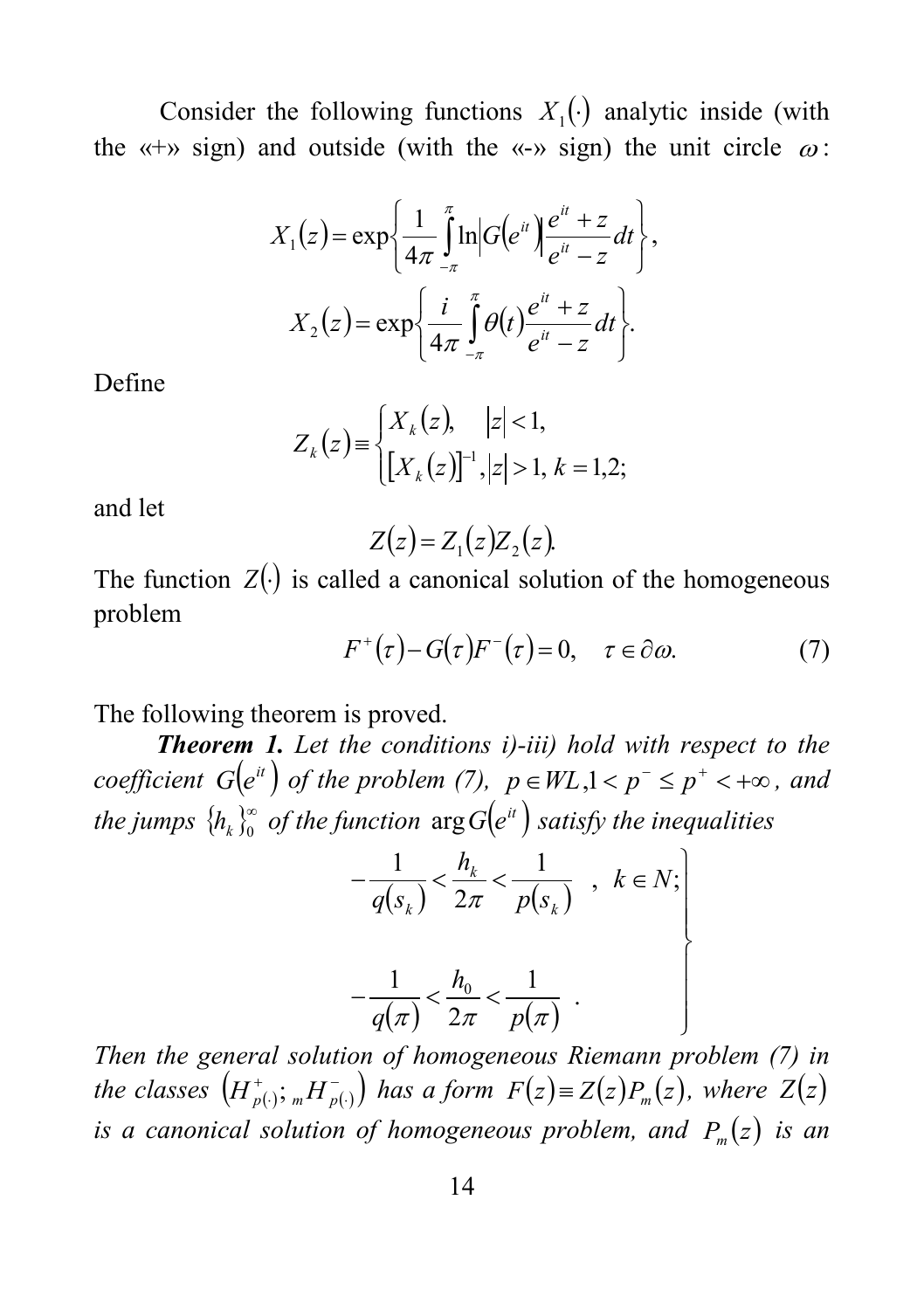Consider the following functions $X_1(\cdot)$ analytic inside (with the «+» sign) and outside (with the «-» sign) the unit circle $\omega$:

$$X_1(z) = \exp\left\{ \frac{1}{4\pi} \int_{-\pi}^{\pi} \ln\left|G\left(e^{it}\right)\right| \frac{e^{it} + z}{e^{it} - z} dt \right\},$$

$$X_2(z) = \exp\left\{ \frac{i}{4\pi} \int_{-\pi}^{\pi} \theta(t) \frac{e^{it} + z}{e^{it} - z} dt \right\}.$$

Define

$$Z_k(z) \equiv \begin{cases} X_k(z), & |z| < 1, \\ \left[X_k(z)\right]^{-1}, & |z| > 1, \ k = 1,2; \end{cases}$$

and let

$$Z(z) = Z_1(z) Z_2(z).$$

The function $Z(\cdot)$ is called a canonical solution of the homogeneous problem

$$F^+(\tau) - G(\tau) F^-(\tau) = 0, \quad \tau \in \partial\omega. \tag{7}$$

The following theorem is proved.

***Theorem 1.*** *Let the conditions i)-iii) hold with respect to the coefficient $G\left(e^{it}\right)$ of the problem (7), $p \in WL, 1 < p^- \le p^+ < +\infty$, and the jumps $\{h_k\}_0^\infty$ of the function $\arg G\left(e^{it}\right)$ satisfy the inequalities*

$$\left.\begin{aligned} -\frac{1}{q(s_k)} < \frac{h_k}{2\pi} < \frac{1}{p(s_k)} \quad , \ k \in N; \\ \\ -\frac{1}{q(\pi)} < \frac{h_0}{2\pi} < \frac{1}{p(\pi)} \quad . \end{aligned}\right\}$$

*Then the general solution of homogeneous Riemann problem (7) in the classes $\left(H^+_{p(\cdot)}; {}_m H^-_{p(\cdot)}\right)$ has a form $F(z) \equiv Z(z) P_m(z)$, where $Z(z)$ is a canonical solution of homogeneous problem, and $P_m(z)$ is an*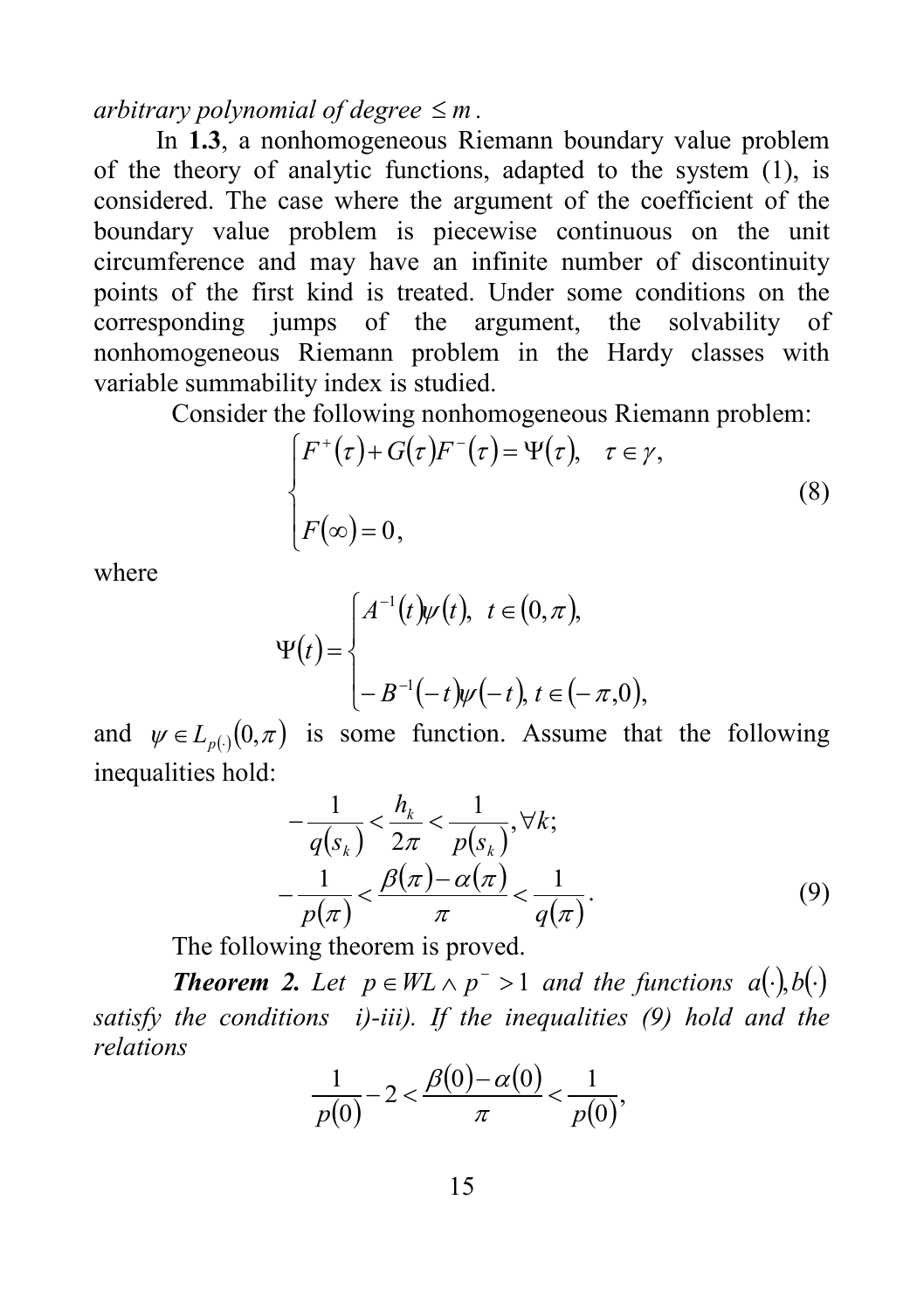*arbitrary polynomial of degree* $\leq m$.

In **1.3**, a nonhomogeneous Riemann boundary value problem of the theory of analytic functions, adapted to the system (1), is considered. The case where the argument of the coefficient of the boundary value problem is piecewise continuous on the unit circumference and may have an infinite number of discontinuity points of the first kind is treated. Under some conditions on the corresponding jumps of the argument, the solvability of nonhomogeneous Riemann problem in the Hardy classes with variable summability index is studied.

Consider the following nonhomogeneous Riemann problem:

$$\begin{cases} F^{+}(\tau)+G(\tau)F^{-}(\tau)=\Psi(\tau), \quad \tau \in \gamma, \\ F(\infty)=0, \end{cases} \tag{8}$$

where

$$\Psi(t)=\begin{cases} A^{-1}(t)\psi(t), \ t \in (0,\pi), \\ -B^{-1}(-t)\psi(-t), \ t \in (-\pi,0), \end{cases}$$

and $\psi \in L_{p(\cdot)}(0,\pi)$ is some function. Assume that the following inequalities hold:

$$-\frac{1}{q(s_k)}<\frac{h_k}{2\pi}<\frac{1}{p(s_k)}, \forall k;$$
$$-\frac{1}{p(\pi)}<\frac{\beta(\pi)-\alpha(\pi)}{\pi}<\frac{1}{q(\pi)}. \tag{9}$$

The following theorem is proved.

***Theorem 2.*** *Let* $p \in WL \wedge p^{-}>1$ *and the functions* $a(\cdot), b(\cdot)$ *satisfy the conditions i)-iii). If the inequalities (9) hold and the relations*

$$\frac{1}{p(0)}-2<\frac{\beta(0)-\alpha(0)}{\pi}<\frac{1}{p(0)},$$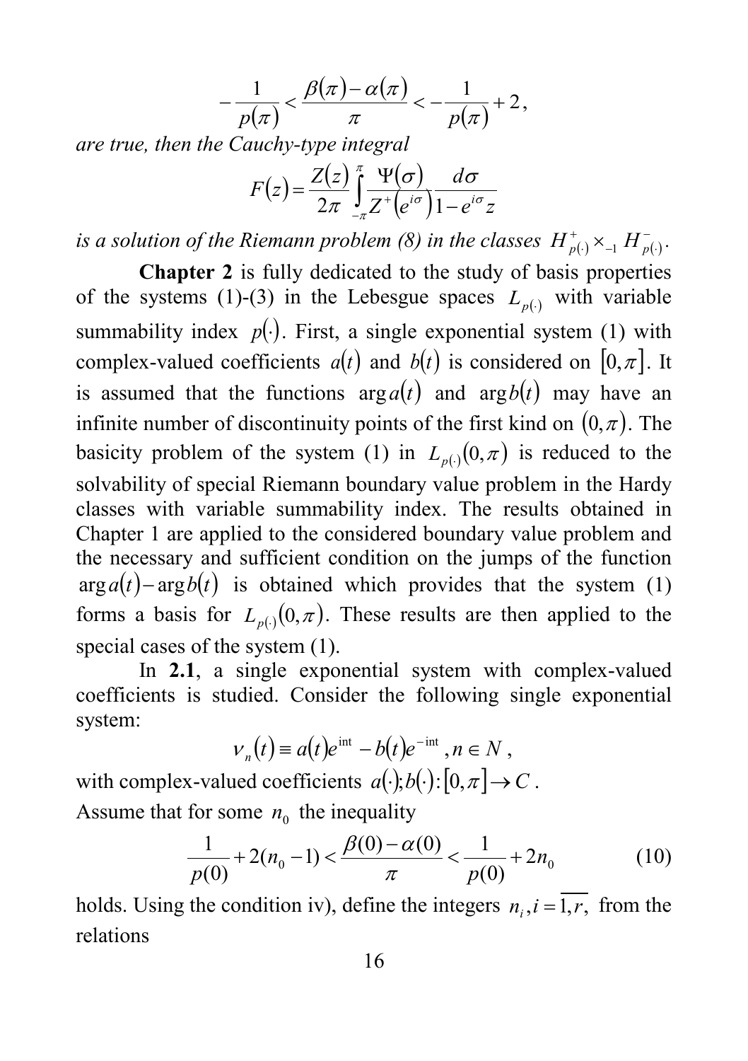$$-\frac{1}{p(\pi)} < \frac{\beta(\pi)-\alpha(\pi)}{\pi} < -\frac{1}{p(\pi)} + 2,$$

*are true, then the Cauchy-type integral*

$$F(z) = \frac{Z(z)}{2\pi} \int_{-\pi}^{\pi} \frac{\Psi(\sigma)}{Z^{+}\left(e^{i\sigma}\right)} \frac{d\sigma}{1-e^{i\sigma}z}$$

*is a solution of the Riemann problem (8) in the classes* $H^{+}_{p(\cdot)} \times_{-1} H^{-}_{p(\cdot)}$.

**Chapter 2** is fully dedicated to the study of basis properties of the systems (1)-(3) in the Lebesgue spaces $L_{p(\cdot)}$ with variable summability index $p(\cdot)$. First, a single exponential system (1) with complex-valued coefficients $a(t)$ and $b(t)$ is considered on $[0,\pi]$. It is assumed that the functions $\arg a(t)$ and $\arg b(t)$ may have an infinite number of discontinuity points of the first kind on $(0,\pi)$. The basicity problem of the system (1) in $L_{p(\cdot)}(0,\pi)$ is reduced to the solvability of special Riemann boundary value problem in the Hardy classes with variable summability index. The results obtained in Chapter 1 are applied to the considered boundary value problem and the necessary and sufficient condition on the jumps of the function $\arg a(t) - \arg b(t)$ is obtained which provides that the system (1) forms a basis for $L_{p(\cdot)}(0,\pi)$. These results are then applied to the special cases of the system (1).

In **2.1**, a single exponential system with complex-valued coefficients is studied. Consider the following single exponential system:

$$\nu_n(t) \equiv a(t)e^{int} - b(t)e^{-int}, n \in N,$$

with complex-valued coefficients $a(\cdot); b(\cdot) : [0,\pi] \to C$.

Assume that for some $n_0$ the inequality

$$\frac{1}{p(0)} + 2(n_0 - 1) < \frac{\beta(0)-\alpha(0)}{\pi} < \frac{1}{p(0)} + 2n_0 \tag{10}$$

holds. Using the condition iv), define the integers $n_i, i = \overline{1,r},$ from the relations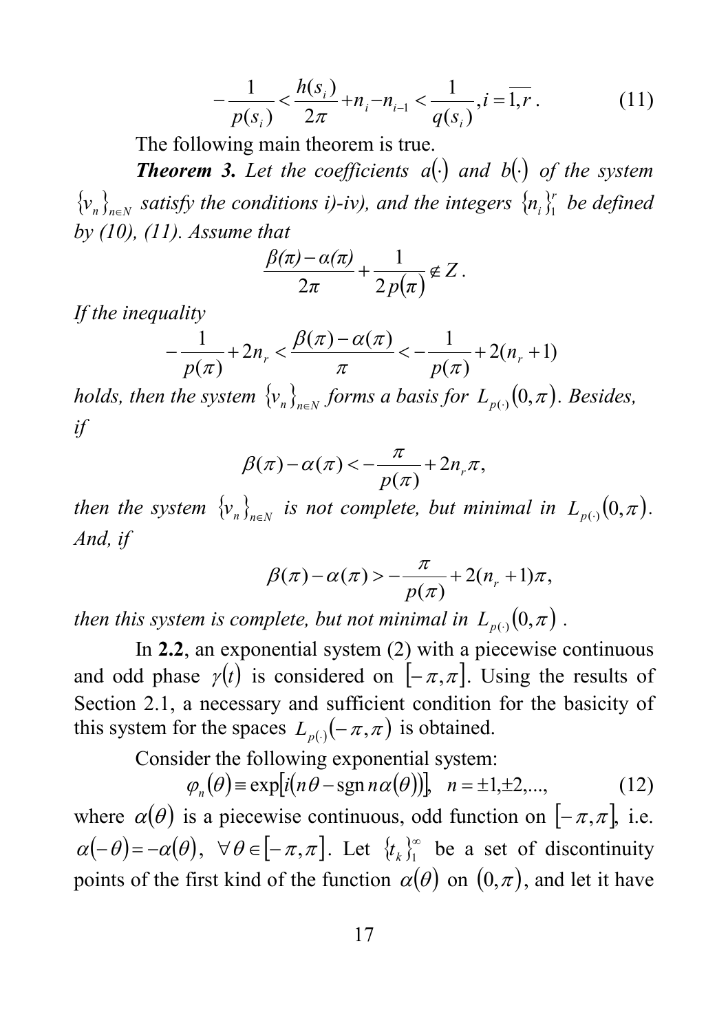$$-\frac{1}{p(s_i)} < \frac{h(s_i)}{2\pi} + n_i - n_{i-1} < \frac{1}{q(s_i)}, i = \overline{1,r}. \tag{11}$$

The following main theorem is true.

***Theorem 3.*** *Let the coefficients $a(\cdot)$ and $b(\cdot)$ of the system $\{v_n\}_{n\in N}$ satisfy the conditions i)-iv), and the integers $\{n_i\}_1^r$ be defined by (10), (11). Assume that*

$$\frac{\beta(\pi) - \alpha(\pi)}{2\pi} + \frac{1}{2p(\pi)} \notin Z.$$

*If the inequality*

$$-\frac{1}{p(\pi)} + 2n_r < \frac{\beta(\pi) - \alpha(\pi)}{\pi} < -\frac{1}{p(\pi)} + 2(n_r + 1)$$

*holds, then the system $\{v_n\}_{n\in N}$ forms a basis for $L_{p(\cdot)}(0,\pi)$. Besides, if*

$$\beta(\pi) - \alpha(\pi) < -\frac{\pi}{p(\pi)} + 2n_r\pi,$$

*then the system $\{v_n\}_{n\in N}$ is not complete, but minimal in $L_{p(\cdot)}(0,\pi)$. And, if*

$$\beta(\pi) - \alpha(\pi) > -\frac{\pi}{p(\pi)} + 2(n_r + 1)\pi,$$

*then this system is complete, but not minimal in $L_{p(\cdot)}(0,\pi)$.*

In **2.2**, an exponential system (2) with a piecewise continuous and odd phase $\gamma(t)$ is considered on $[-\pi,\pi]$. Using the results of Section 2.1, a necessary and sufficient condition for the basicity of this system for the spaces $L_{p(\cdot)}(-\pi,\pi)$ is obtained.

Consider the following exponential system:

$$\varphi_n(\theta) \equiv \exp[i(n\theta - \operatorname{sgn} n\alpha(\theta))], \quad n = \pm 1, \pm 2, ..., \tag{12}$$

where $\alpha(\theta)$ is a piecewise continuous, odd function on $[-\pi,\pi]$, i.e. $\alpha(-\theta) = -\alpha(\theta)$, $\forall\theta \in [-\pi,\pi]$. Let $\{t_k\}_1^\infty$ be a set of discontinuity points of the first kind of the function $\alpha(\theta)$ on $(0,\pi)$, and let it have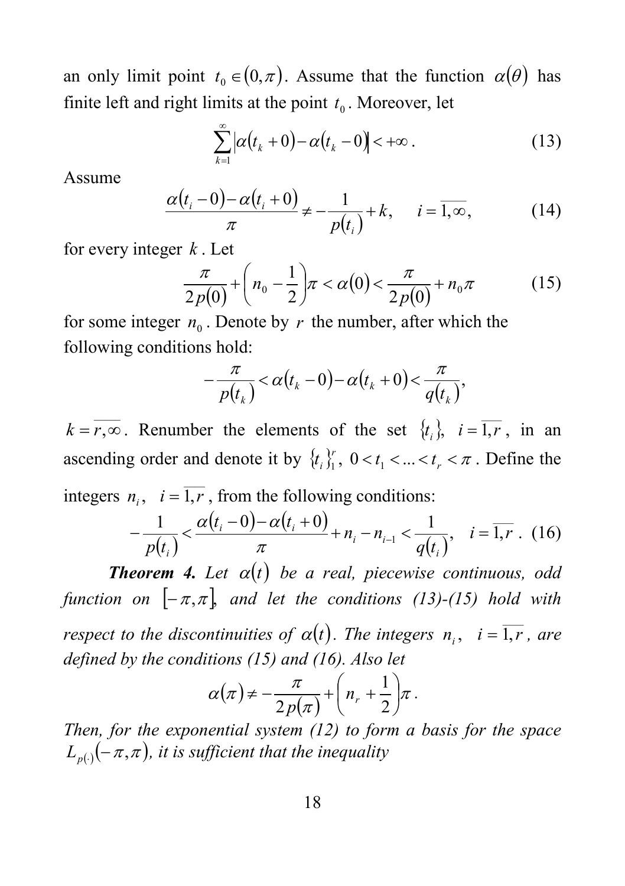an only limit point $t_0 \in (0,\pi)$. Assume that the function $\alpha(\theta)$ has finite left and right limits at the point $t_0$. Moreover, let

$$\sum_{k=1}^{\infty} \left| \alpha(t_k + 0) - \alpha(t_k - 0) \right| < +\infty . \tag{13}$$

Assume

$$\frac{\alpha(t_i - 0) - \alpha(t_i + 0)}{\pi} \neq -\frac{1}{p(t_i)} + k, \quad i = \overline{1, \infty}, \tag{14}$$

for every integer $k$. Let

$$\frac{\pi}{2p(0)} + \left( n_0 - \frac{1}{2} \right)\pi < \alpha(0) < \frac{\pi}{2p(0)} + n_0 \pi \tag{15}$$

for some integer $n_0$. Denote by $r$ the number, after which the following conditions hold:

$$-\frac{\pi}{p(t_k)} < \alpha(t_k - 0) - \alpha(t_k + 0) < \frac{\pi}{q(t_k)},$$

$k = \overline{r, \infty}$. Renumber the elements of the set $\{t_i\}$, $i = \overline{1, r}$, in an ascending order and denote it by $\{t_i\}_1^r$, $0 < t_1 < ... < t_r < \pi$. Define the integers $n_i$, $i = \overline{1, r}$, from the following conditions:

$$-\frac{1}{p(t_i)} < \frac{\alpha(t_i - 0) - \alpha(t_i + 0)}{\pi} + n_i - n_{i-1} < \frac{1}{q(t_i)}, \quad i = \overline{1, r} . \tag{16}$$

***Theorem 4.*** *Let $\alpha(t)$ be a real, piecewise continuous, odd function on $[-\pi, \pi]$, and let the conditions (13)-(15) hold with respect to the discontinuities of $\alpha(t)$. The integers $n_i$, $i = \overline{1, r}$, are defined by the conditions (15) and (16). Also let*

$$\alpha(\pi) \neq -\frac{\pi}{2p(\pi)} + \left( n_r + \frac{1}{2} \right)\pi .$$

*Then, for the exponential system (12) to form a basis for the space $L_{p(\cdot)}(-\pi, \pi)$, it is sufficient that the inequality*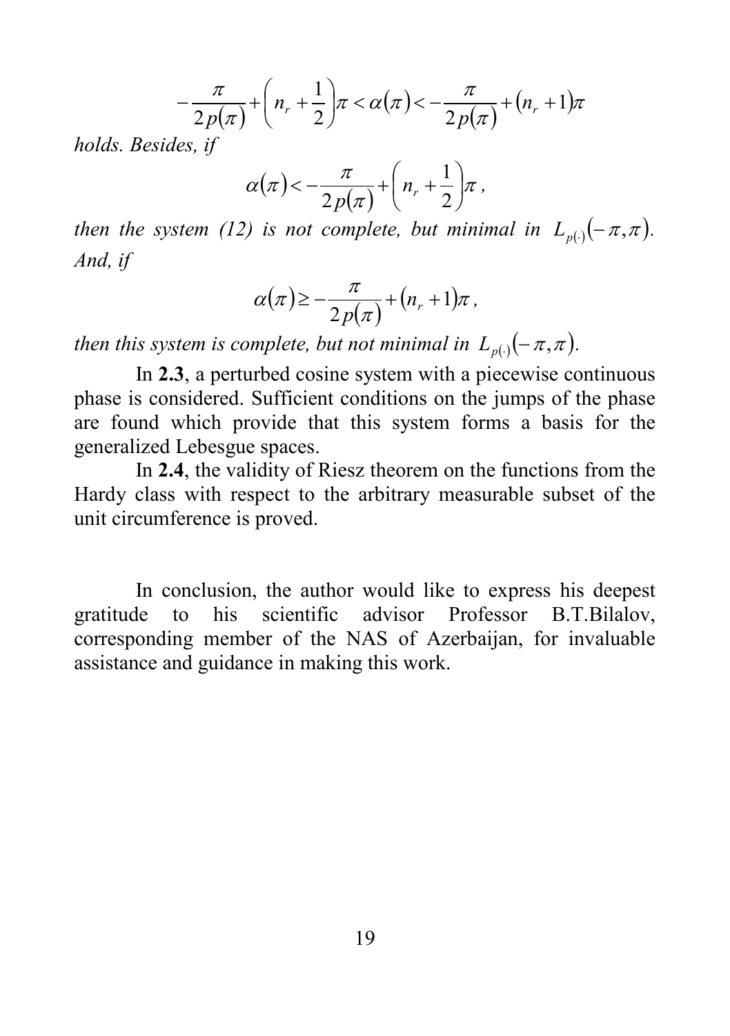$$-\frac{\pi}{2p(\pi)}+\left(n_r+\frac{1}{2}\right)\pi<\alpha(\pi)<-\frac{\pi}{2p(\pi)}+(n_r+1)\pi$$

*holds. Besides, if*

$$\alpha(\pi)<-\frac{\pi}{2p(\pi)}+\left(n_r+\frac{1}{2}\right)\pi,$$

*then the system (12) is not complete, but minimal in* $L_{p(\cdot)}(-\pi,\pi)$*. And, if*

$$\alpha(\pi)\geq-\frac{\pi}{2p(\pi)}+(n_r+1)\pi,$$

*then this system is complete, but not minimal in* $L_{p(\cdot)}(-\pi,\pi)$*.*

In **2.3**, a perturbed cosine system with a piecewise continuous phase is considered. Sufficient conditions on the jumps of the phase are found which provide that this system forms a basis for the generalized Lebesgue spaces.

In **2.4**, the validity of Riesz theorem on the functions from the Hardy class with respect to the arbitrary measurable subset of the unit circumference is proved.

In conclusion, the author would like to express his deepest gratitude to his scientific advisor Professor B.T.Bilalov, corresponding member of the NAS of Azerbaijan, for invaluable assistance and guidance in making this work.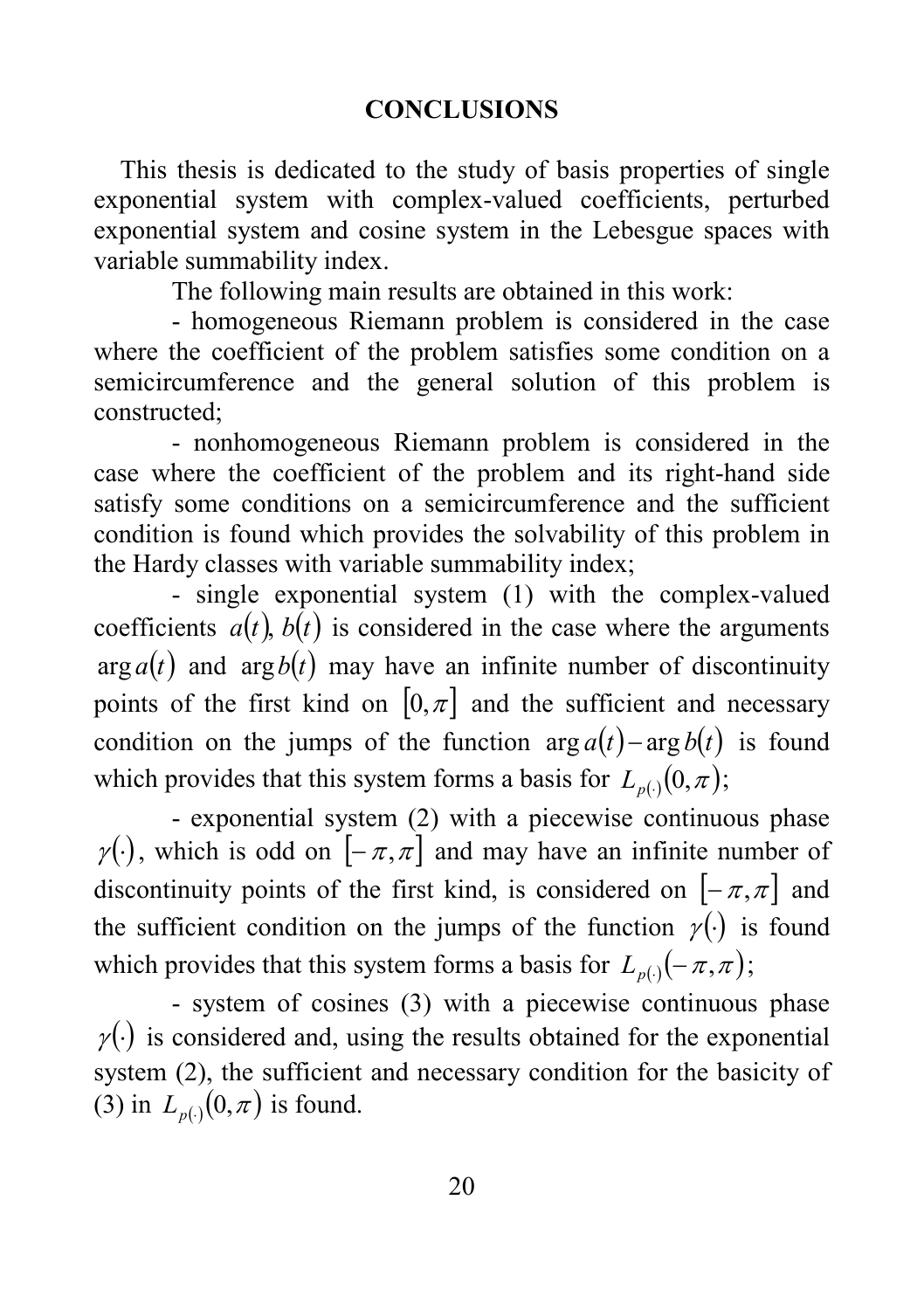## CONCLUSIONS

This thesis is dedicated to the study of basis properties of single exponential system with complex-valued coefficients, perturbed exponential system and cosine system in the Lebesgue spaces with variable summability index.

The following main results are obtained in this work:

- homogeneous Riemann problem is considered in the case where the coefficient of the problem satisfies some condition on a semicircumference and the general solution of this problem is constructed;
- nonhomogeneous Riemann problem is considered in the case where the coefficient of the problem and its right-hand side satisfy some conditions on a semicircumference and the sufficient condition is found which provides the solvability of this problem in the Hardy classes with variable summability index;
- single exponential system (1) with the complex-valued coefficients $a(t)$, $b(t)$ is considered in the case where the arguments $\arg a(t)$ and $\arg b(t)$ may have an infinite number of discontinuity points of the first kind on $[0,\pi]$ and the sufficient and necessary condition on the jumps of the function $\arg a(t) - \arg b(t)$ is found which provides that this system forms a basis for $L_{p(\cdot)}(0,\pi)$;
- exponential system (2) with a piecewise continuous phase $\gamma(\cdot)$, which is odd on $[-\pi,\pi]$ and may have an infinite number of discontinuity points of the first kind, is considered on $[-\pi,\pi]$ and the sufficient condition on the jumps of the function $\gamma(\cdot)$ is found which provides that this system forms a basis for $L_{p(\cdot)}(-\pi,\pi)$;
- system of cosines (3) with a piecewise continuous phase $\gamma(\cdot)$ is considered and, using the results obtained for the exponential system (2), the sufficient and necessary condition for the basicity of (3) in $L_{p(\cdot)}(0,\pi)$ is found.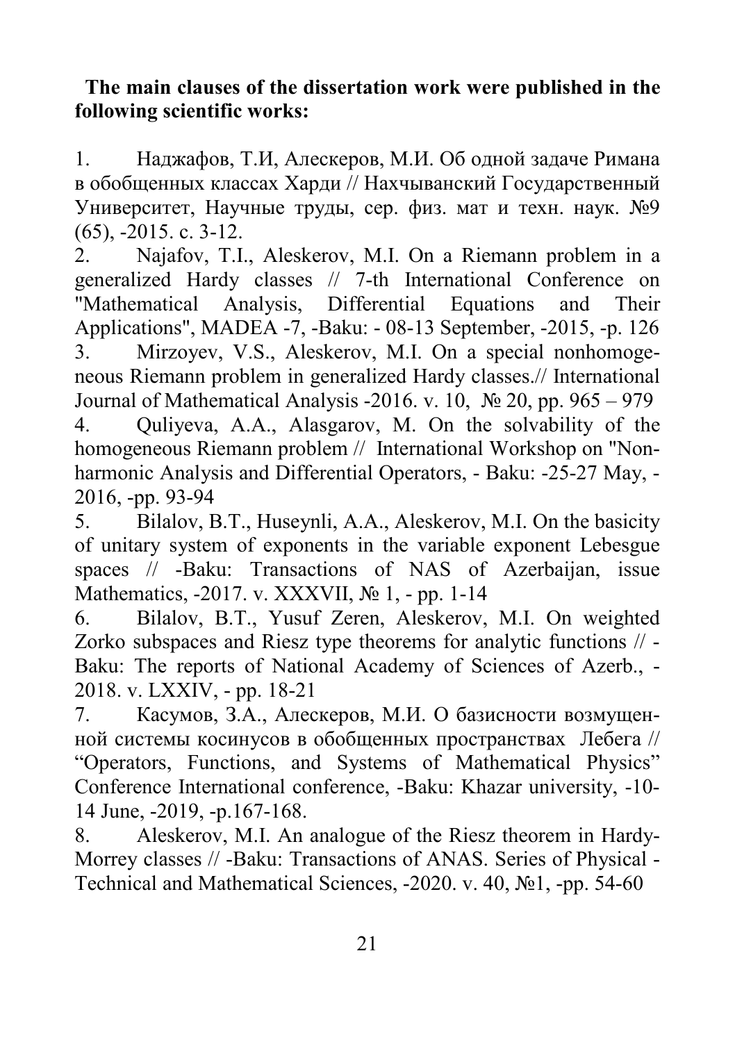**The main clauses of the dissertation work were published in the following scientific works:**

1. Наджафов, Т.И, Алескеров, М.И. Об одной задаче Римана в обобщенных классах Харди // Нахчыванский Государственный Университет, Научные труды, сер. физ. мат и техн. наук. №9 (65), -2015. с. 3-12.
2. Najafov, T.I., Aleskerov, M.I. On a Riemann problem in a generalized Hardy classes // 7-th International Conference on "Mathematical Analysis, Differential Equations and Their Applications", MADEA -7, -Baku: - 08-13 September, -2015, -p. 126
3. Mirzoyev, V.S., Aleskerov, M.I. On a special nonhomogeneous Riemann problem in generalized Hardy classes.// International Journal of Mathematical Analysis -2016. v. 10, № 20, pp. 965 – 979
4. Quliyeva, A.A., Alasgarov, M. On the solvability of the homogeneous Riemann problem // International Workshop on "Non-harmonic Analysis and Differential Operators, - Baku: -25-27 May, -2016, -pp. 93-94
5. Bilalov, B.T., Huseynli, A.A., Aleskerov, M.I. On the basicity of unitary system of exponents in the variable exponent Lebesgue spaces // -Baku: Transactions of NAS of Azerbaijan, issue Mathematics, -2017. v. XXXVII, № 1, - pp. 1-14
6. Bilalov, B.T., Yusuf Zeren, Aleskerov, M.I. On weighted Zorko subspaces and Riesz type theorems for analytic functions // -Baku: The reports of National Academy of Sciences of Azerb., -2018. v. LXXIV, - pp. 18-21
7. Касумов, З.А., Алескеров, М.И. О базисности возмущенной системы косинусов в обобщенных пространствах Лебега // "Operators, Functions, and Systems of Mathematical Physics" Conference International conference, -Baku: Khazar university, -10-14 June, -2019, -p.167-168.
8. Aleskerov, M.I. An analogue of the Riesz theorem in Hardy-Morrey classes // -Baku: Transactions of ANAS. Series of Physical - Technical and Mathematical Sciences, -2020. v. 40, №1, -pp. 54-60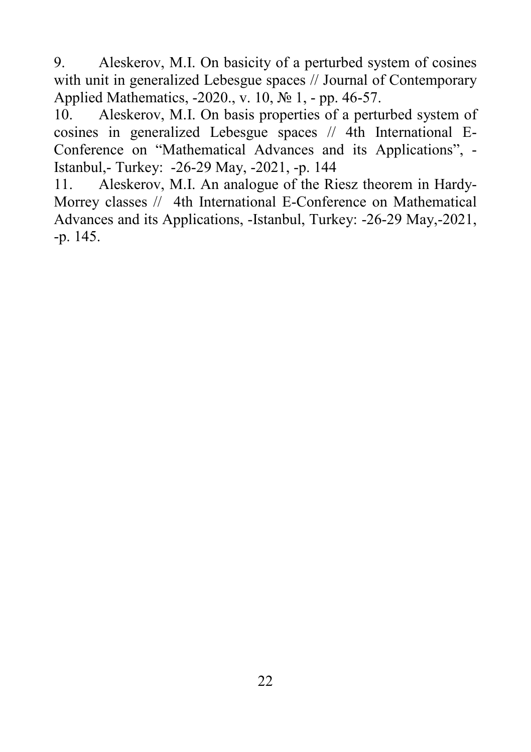9. Aleskerov, M.I. On basicity of a perturbed system of cosines with unit in generalized Lebesgue spaces // Journal of Contemporary Applied Mathematics, -2020., v. 10, № 1, - pp. 46-57.
10. Aleskerov, M.I. On basis properties of a perturbed system of cosines in generalized Lebesgue spaces // 4th International E-Conference on “Mathematical Advances and its Applications”, - Istanbul,- Turkey: -26-29 May, -2021, -p. 144
11. Aleskerov, M.I. An analogue of the Riesz theorem in Hardy-Morrey classes // 4th International E-Conference on Mathematical Advances and its Applications, -Istanbul, Turkey: -26-29 May,-2021, -p. 145.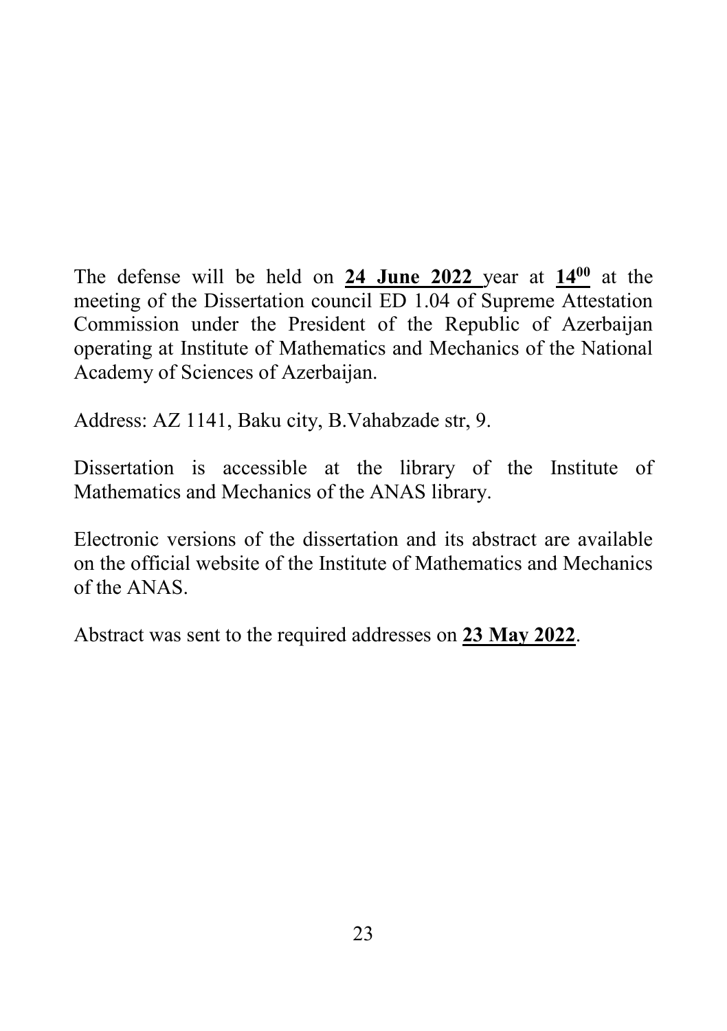The defense will be held on **24 June 2022** year at **$14^{00}$** at the meeting of the Dissertation council ED 1.04 of Supreme Attestation Commission under the President of the Republic of Azerbaijan operating at Institute of Mathematics and Mechanics of the National Academy of Sciences of Azerbaijan.

Address: AZ 1141, Baku city, B.Vahabzade str, 9.

Dissertation is accessible at the library of the Institute of Mathematics and Mechanics of the ANAS library.

Electronic versions of the dissertation and its abstract are available on the official website of the Institute of Mathematics and Mechanics of the ANAS.

Abstract was sent to the required addresses on **23 May 2022**.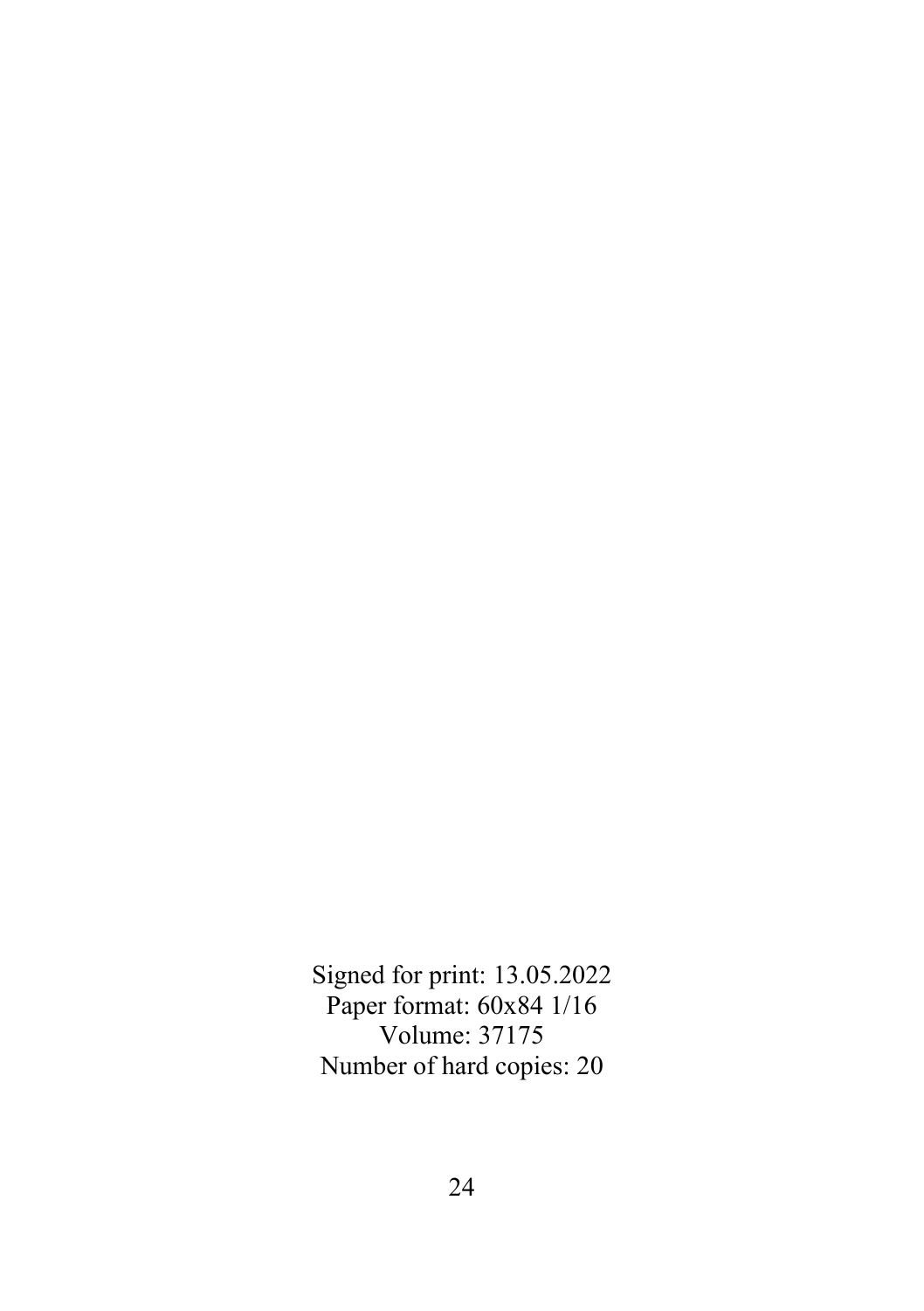Signed for print: 13.05.2022
Paper format: 60x84 1/16
Volume: 37175
Number of hard copies: 20